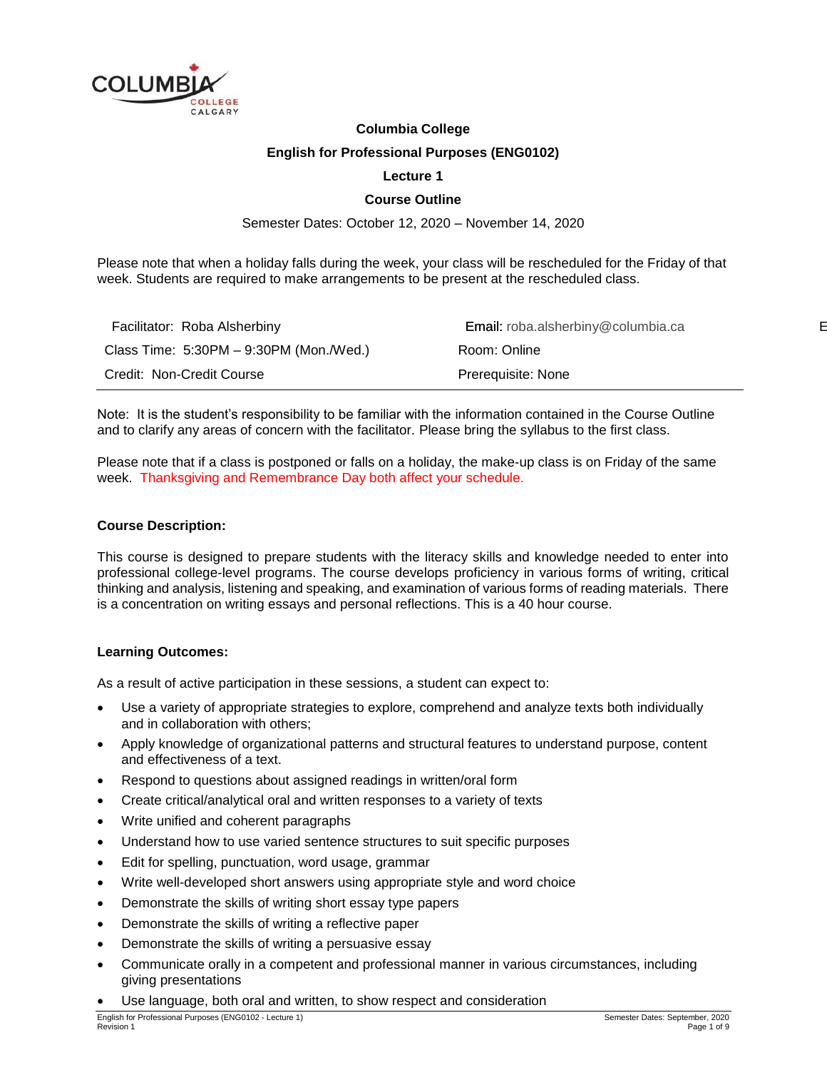**Columbia College**

**English for Professional Purposes (ENG0102)**

**Lecture 1**

**Course Outline**

Semester Dates: October 12, 2020 – November 14, 2020

Please note that when a holiday falls during the week, your class will be rescheduled for the Friday of that week. Students are required to make arrangements to be present at the rescheduled class.

| | |
|---|---|
| Facilitator: Roba Alsherbiny | **Email:** roba.alsherbiny@columbia.ca |
| Class Time: 5:30PM – 9:30PM (Mon./Wed.) | Room: Online |
| Credit: Non-Credit Course | Prerequisite: None |

Note: It is the student's responsibility to be familiar with the information contained in the Course Outline and to clarify any areas of concern with the facilitator. Please bring the syllabus to the first class.

Please note that if a class is postponed or falls on a holiday, the make-up class is on Friday of the same week. Thanksgiving and Remembrance Day both affect your schedule.

**Course Description:**

This course is designed to prepare students with the literacy skills and knowledge needed to enter into professional college-level programs. The course develops proficiency in various forms of writing, critical thinking and analysis, listening and speaking, and examination of various forms of reading materials. There is a concentration on writing essays and personal reflections. This is a 40 hour course.

**Learning Outcomes:**

As a result of active participation in these sessions, a student can expect to:

- Use a variety of appropriate strategies to explore, comprehend and analyze texts both individually and in collaboration with others;
- Apply knowledge of organizational patterns and structural features to understand purpose, content and effectiveness of a text.
- Respond to questions about assigned readings in written/oral form
- Create critical/analytical oral and written responses to a variety of texts
- Write unified and coherent paragraphs
- Understand how to use varied sentence structures to suit specific purposes
- Edit for spelling, punctuation, word usage, grammar
- Write well-developed short answers using appropriate style and word choice
- Demonstrate the skills of writing short essay type papers
- Demonstrate the skills of writing a reflective paper
- Demonstrate the skills of writing a persuasive essay
- Communicate orally in a competent and professional manner in various circumstances, including giving presentations
- Use language, both oral and written, to show respect and consideration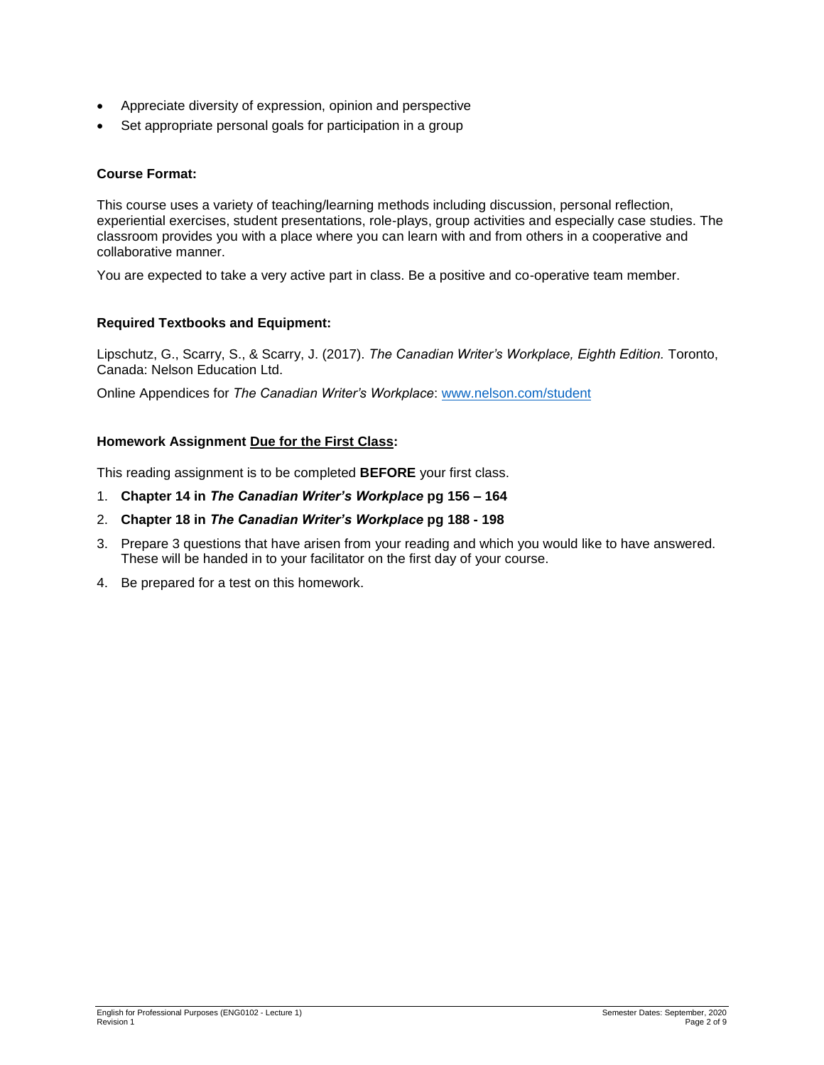- Appreciate diversity of expression, opinion and perspective
- Set appropriate personal goals for participation in a group

### Course Format:

This course uses a variety of teaching/learning methods including discussion, personal reflection, experiential exercises, student presentations, role-plays, group activities and especially case studies. The classroom provides you with a place where you can learn with and from others in a cooperative and collaborative manner.

You are expected to take a very active part in class. Be a positive and co-operative team member.

### Required Textbooks and Equipment:

Lipschutz, G., Scarry, S., & Scarry, J. (2017). *The Canadian Writer's Workplace, Eighth Edition.* Toronto, Canada: Nelson Education Ltd.

Online Appendices for *The Canadian Writer's Workplace*: www.nelson.com/student

### Homework Assignment Due for the First Class:

This reading assignment is to be completed **BEFORE** your first class.

1. **Chapter 14 in *The Canadian Writer's Workplace* pg 156 – 164**
2. **Chapter 18 in *The Canadian Writer's Workplace* pg 188 - 198**
3. Prepare 3 questions that have arisen from your reading and which you would like to have answered. These will be handed in to your facilitator on the first day of your course.
4. Be prepared for a test on this homework.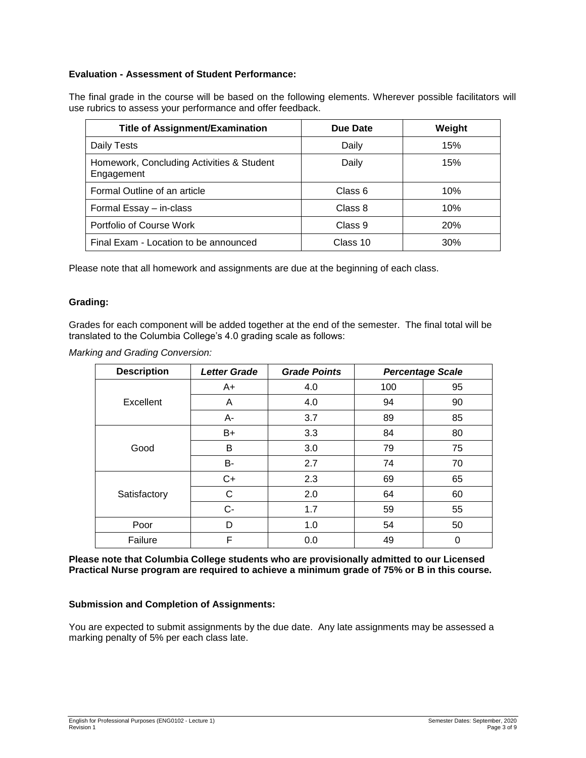**Evaluation - Assessment of Student Performance:**

The final grade in the course will be based on the following elements. Wherever possible facilitators will use rubrics to assess your performance and offer feedback.

| Title of Assignment/Examination | Due Date | Weight |
|---|---|---|
| Daily Tests | Daily | 15% |
| Homework, Concluding Activities & Student Engagement | Daily | 15% |
| Formal Outline of an article | Class 6 | 10% |
| Formal Essay – in-class | Class 8 | 10% |
| Portfolio of Course Work | Class 9 | 20% |
| Final Exam - Location to be announced | Class 10 | 30% |

Please note that all homework and assignments are due at the beginning of each class.

**Grading:**

Grades for each component will be added together at the end of the semester. The final total will be translated to the Columbia College's 4.0 grading scale as follows:

*Marking and Grading Conversion:*

| Description | *Letter Grade* | *Grade Points* | *Percentage Scale* | |
|---|---|---|---|---|
| Excellent | A+ | 4.0 | 100 | 95 |
| | A | 4.0 | 94 | 90 |
| | A- | 3.7 | 89 | 85 |
| Good | B+ | 3.3 | 84 | 80 |
| | B | 3.0 | 79 | 75 |
| | B- | 2.7 | 74 | 70 |
| Satisfactory | C+ | 2.3 | 69 | 65 |
| | C | 2.0 | 64 | 60 |
| | C- | 1.7 | 59 | 55 |
| Poor | D | 1.0 | 54 | 50 |
| Failure | F | 0.0 | 49 | 0 |

**Please note that Columbia College students who are provisionally admitted to our Licensed Practical Nurse program are required to achieve a minimum grade of 75% or B in this course.**

**Submission and Completion of Assignments:**

You are expected to submit assignments by the due date. Any late assignments may be assessed a marking penalty of 5% per each class late.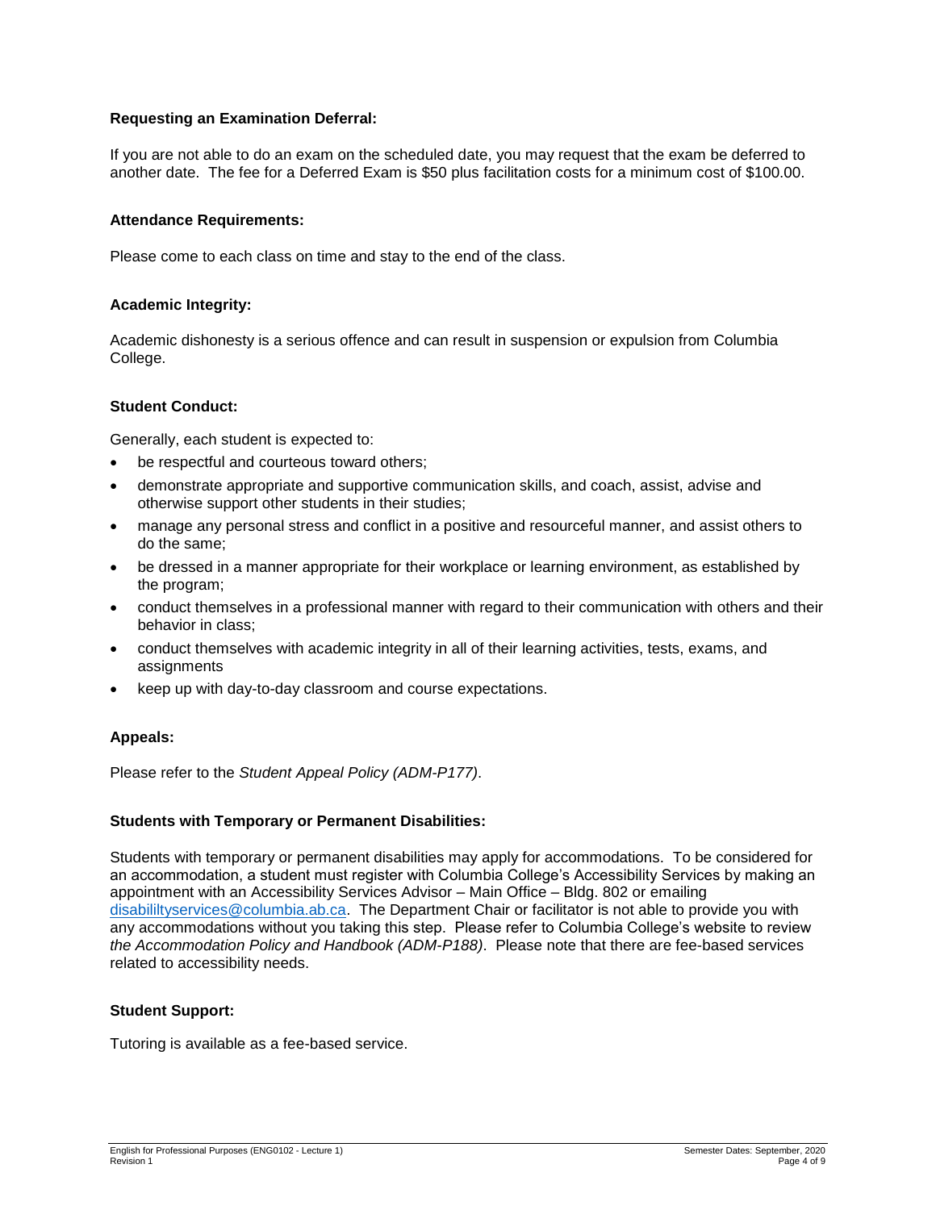**Requesting an Examination Deferral:**

If you are not able to do an exam on the scheduled date, you may request that the exam be deferred to another date. The fee for a Deferred Exam is $50 plus facilitation costs for a minimum cost of $100.00.

**Attendance Requirements:**

Please come to each class on time and stay to the end of the class.

**Academic Integrity:**

Academic dishonesty is a serious offence and can result in suspension or expulsion from Columbia College.

**Student Conduct:**

Generally, each student is expected to:

- be respectful and courteous toward others;
- demonstrate appropriate and supportive communication skills, and coach, assist, advise and otherwise support other students in their studies;
- manage any personal stress and conflict in a positive and resourceful manner, and assist others to do the same;
- be dressed in a manner appropriate for their workplace or learning environment, as established by the program;
- conduct themselves in a professional manner with regard to their communication with others and their behavior in class;
- conduct themselves with academic integrity in all of their learning activities, tests, exams, and assignments
- keep up with day-to-day classroom and course expectations.

**Appeals:**

Please refer to the *Student Appeal Policy (ADM-P177)*.

**Students with Temporary or Permanent Disabilities:**

Students with temporary or permanent disabilities may apply for accommodations. To be considered for an accommodation, a student must register with Columbia College's Accessibility Services by making an appointment with an Accessibility Services Advisor – Main Office – Bldg. 802 or emailing disabililtyservices@columbia.ab.ca. The Department Chair or facilitator is not able to provide you with any accommodations without you taking this step. Please refer to Columbia College's website to review *the Accommodation Policy and Handbook (ADM-P188)*. Please note that there are fee-based services related to accessibility needs.

**Student Support:**

Tutoring is available as a fee-based service.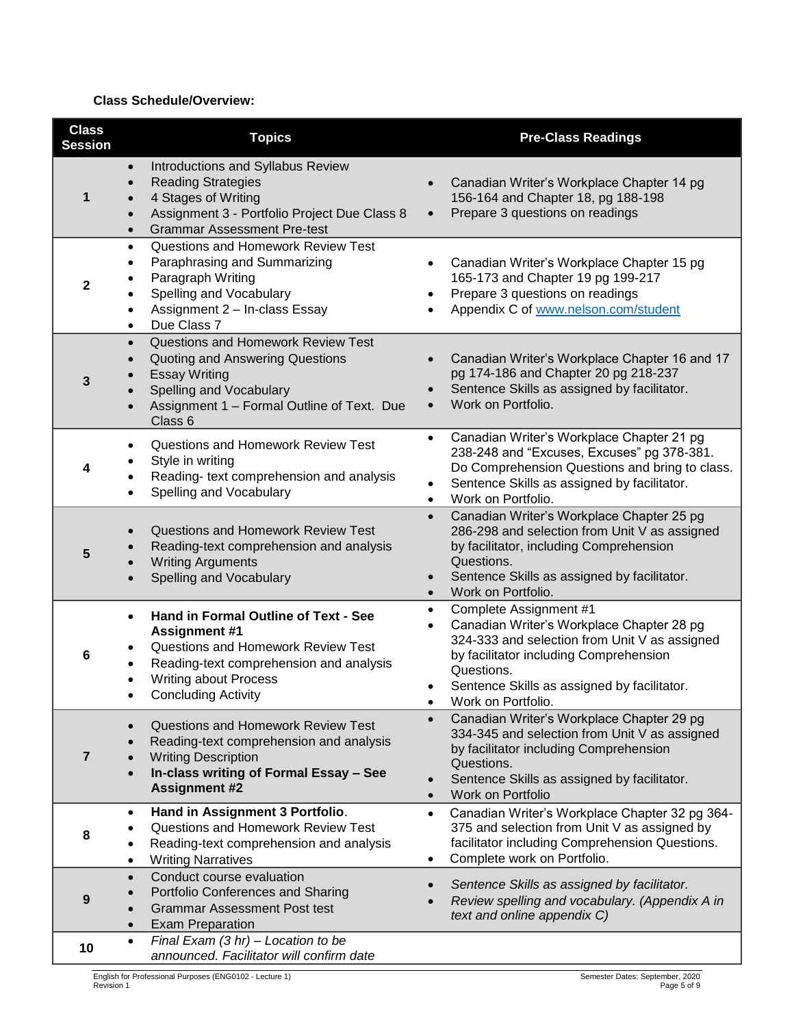**Class Schedule/Overview:**

| Class Session | Topics | Pre-Class Readings |
|---|---|---|
| 1 | • Introductions and Syllabus Review<br>• Reading Strategies<br>• 4 Stages of Writing<br>• Assignment 3 - Portfolio Project Due Class 8<br>• Grammar Assessment Pre-test | • Canadian Writer's Workplace Chapter 14 pg 156-164 and Chapter 18, pg 188-198<br>• Prepare 3 questions on readings |
| 2 | • Questions and Homework Review Test<br>• Paraphrasing and Summarizing<br>• Paragraph Writing<br>• Spelling and Vocabulary<br>• Assignment 2 – In-class Essay<br>• Due Class 7 | • Canadian Writer's Workplace Chapter 15 pg 165-173 and Chapter 19 pg 199-217<br>• Prepare 3 questions on readings<br>• Appendix C of [www.nelson.com/student](www.nelson.com/student) |
| 3 | • Questions and Homework Review Test<br>• Quoting and Answering Questions<br>• Essay Writing<br>• Spelling and Vocabulary<br>• Assignment 1 – Formal Outline of Text. Due Class 6 | • Canadian Writer's Workplace Chapter 16 and 17 pg 174-186 and Chapter 20 pg 218-237<br>• Sentence Skills as assigned by facilitator.<br>• Work on Portfolio. |
| 4 | • Questions and Homework Review Test<br>• Style in writing<br>• Reading- text comprehension and analysis<br>• Spelling and Vocabulary | • Canadian Writer's Workplace Chapter 21 pg 238-248 and "Excuses, Excuses" pg 378-381. Do Comprehension Questions and bring to class.<br>• Sentence Skills as assigned by facilitator.<br>• Work on Portfolio. |
| 5 | • Questions and Homework Review Test<br>• Reading-text comprehension and analysis<br>• Writing Arguments<br>• Spelling and Vocabulary | • Canadian Writer's Workplace Chapter 25 pg 286-298 and selection from Unit V as assigned by facilitator, including Comprehension Questions.<br>• Sentence Skills as assigned by facilitator.<br>• Work on Portfolio. |
| 6 | • **Hand in Formal Outline of Text - See Assignment #1**<br>• Questions and Homework Review Test<br>• Reading-text comprehension and analysis<br>• Writing about Process<br>• Concluding Activity | • Complete Assignment #1<br>• Canadian Writer's Workplace Chapter 28 pg 324-333 and selection from Unit V as assigned by facilitator including Comprehension Questions.<br>• Sentence Skills as assigned by facilitator.<br>• Work on Portfolio. |
| 7 | • Questions and Homework Review Test<br>• Reading-text comprehension and analysis<br>• Writing Description<br>• **In-class writing of Formal Essay – See Assignment #2** | • Canadian Writer's Workplace Chapter 29 pg 334-345 and selection from Unit V as assigned by facilitator including Comprehension Questions.<br>• Sentence Skills as assigned by facilitator.<br>• Work on Portfolio |
| 8 | • **Hand in Assignment 3 Portfolio**.<br>• Questions and Homework Review Test<br>• Reading-text comprehension and analysis<br>• Writing Narratives | • Canadian Writer's Workplace Chapter 32 pg 364-375 and selection from Unit V as assigned by facilitator including Comprehension Questions.<br>• Complete work on Portfolio. |
| 9 | • Conduct course evaluation<br>• Portfolio Conferences and Sharing<br>• Grammar Assessment Post test<br>• Exam Preparation | • *Sentence Skills as assigned by facilitator.*<br>• *Review spelling and vocabulary. (Appendix A in text and online appendix C)* |
| 10 | • *Final Exam (3 hr) – Location to be announced. Facilitator will confirm date* | |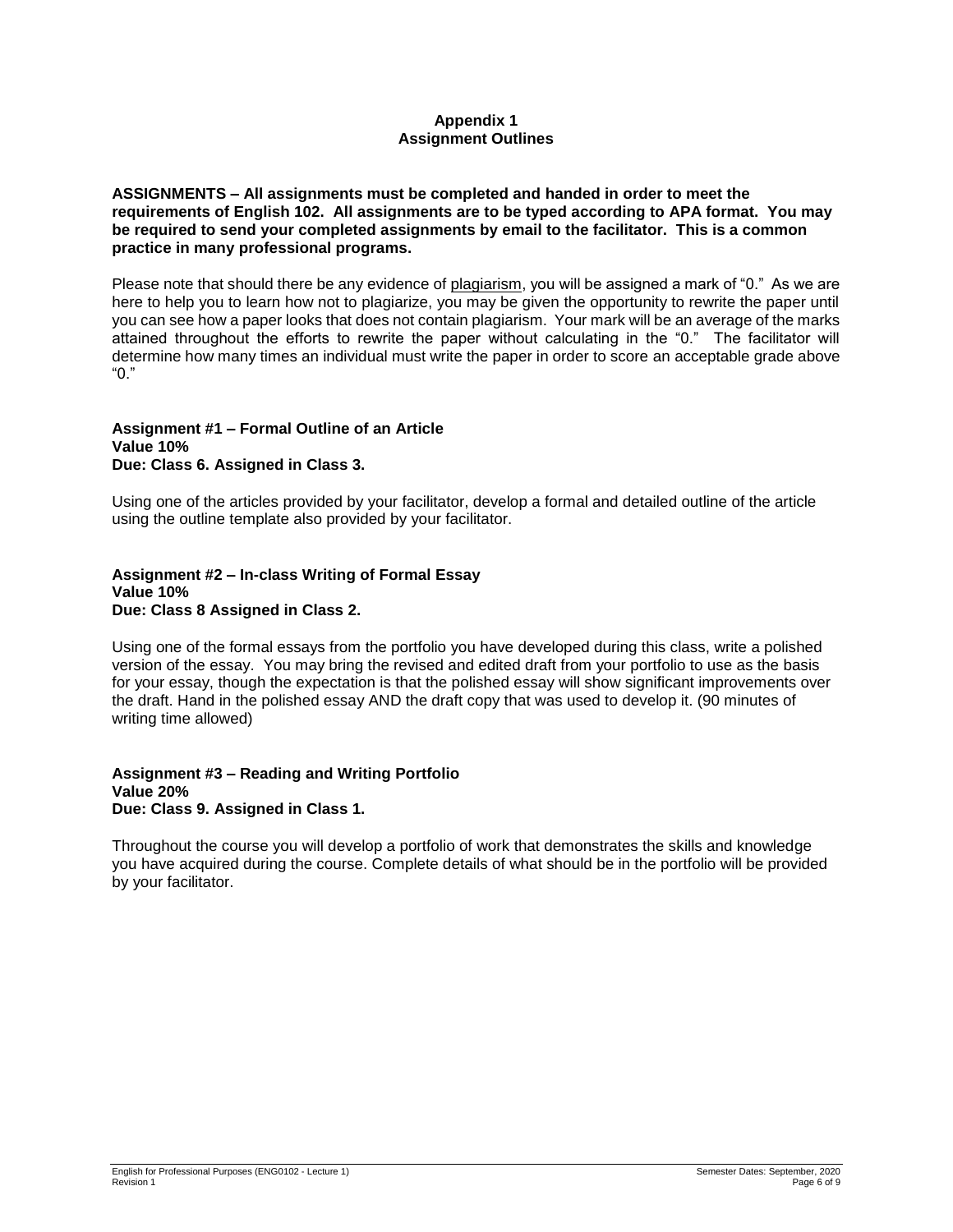# Appendix 1
# Assignment Outlines

**ASSIGNMENTS – All assignments must be completed and handed in order to meet the requirements of English 102. All assignments are to be typed according to APA format. You may be required to send your completed assignments by email to the facilitator. This is a common practice in many professional programs.**

Please note that should there be any evidence of plagiarism, you will be assigned a mark of "0." As we are here to help you to learn how not to plagiarize, you may be given the opportunity to rewrite the paper until you can see how a paper looks that does not contain plagiarism. Your mark will be an average of the marks attained throughout the efforts to rewrite the paper without calculating in the "0." The facilitator will determine how many times an individual must write the paper in order to score an acceptable grade above "0."

**Assignment #1 – Formal Outline of an Article**
**Value 10%**
**Due: Class 6. Assigned in Class 3.**

Using one of the articles provided by your facilitator, develop a formal and detailed outline of the article using the outline template also provided by your facilitator.

**Assignment #2 – In-class Writing of Formal Essay**
**Value 10%**
**Due: Class 8 Assigned in Class 2.**

Using one of the formal essays from the portfolio you have developed during this class, write a polished version of the essay. You may bring the revised and edited draft from your portfolio to use as the basis for your essay, though the expectation is that the polished essay will show significant improvements over the draft. Hand in the polished essay AND the draft copy that was used to develop it. (90 minutes of writing time allowed)

**Assignment #3 – Reading and Writing Portfolio**
**Value 20%**
**Due: Class 9. Assigned in Class 1.**

Throughout the course you will develop a portfolio of work that demonstrates the skills and knowledge you have acquired during the course. Complete details of what should be in the portfolio will be provided by your facilitator.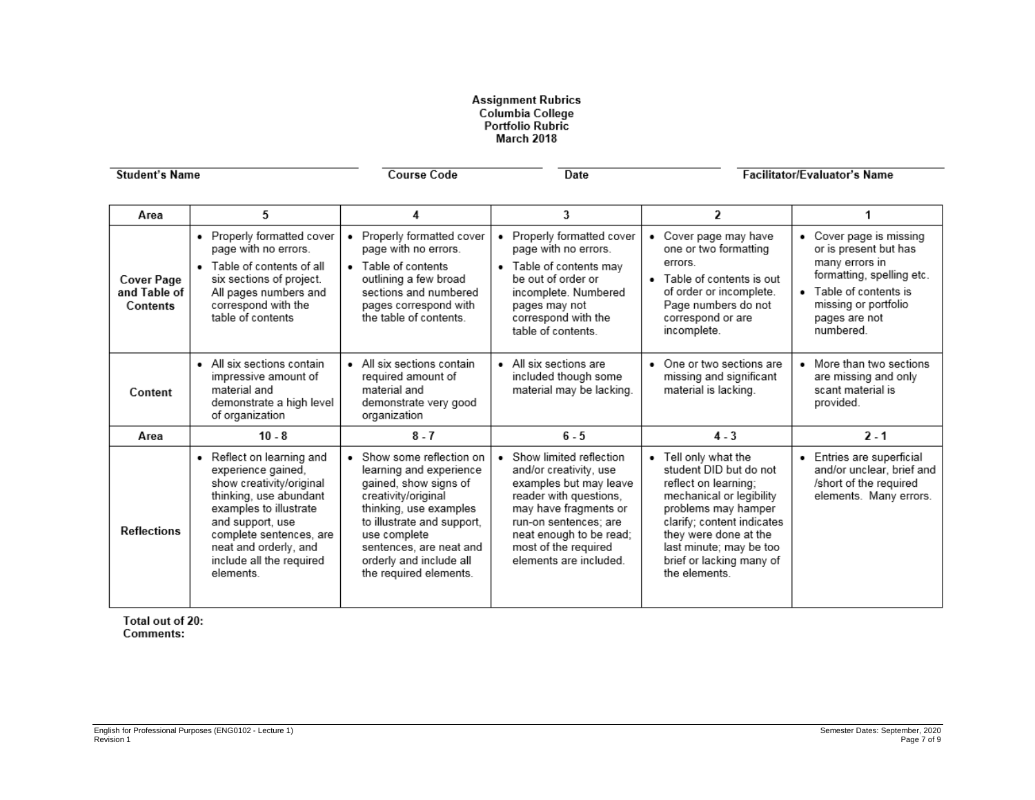**Assignment Rubrics**
**Columbia College**
**Portfolio Rubric**
**March 2018**

**Student's Name** \_\_\_\_\_\_\_\_\_\_ **Course Code** \_\_\_\_\_\_\_\_\_\_ **Date** \_\_\_\_\_\_\_\_\_\_ **Facilitator/Evaluator's Name** \_\_\_\_\_\_\_\_\_\_

| Area | 5 | 4 | 3 | 2 | 1 |
|---|---|---|---|---|---|
| **Cover Page and Table of Contents** | • Properly formatted cover page with no errors. <br> • Table of contents of all six sections of project. All pages numbers and correspond with the table of contents | • Properly formatted cover page with no errors. <br> • Table of contents outlining a few broad sections and numbered pages correspond with the table of contents. | • Properly formatted cover page with no errors. <br> • Table of contents may be out of order or incomplete. Numbered pages may not correspond with the table of contents. | • Cover page may have one or two formatting errors. <br> • Table of contents is out of order or incomplete. Page numbers do not correspond or are incomplete. | • Cover page is missing or is present but has many errors in formatting, spelling etc. <br> • Table of contents is missing or portfolio pages are not numbered. |
| **Content** | • All six sections contain impressive amount of material and demonstrate a high level of organization | • All six sections contain required amount of material and demonstrate very good organization | • All six sections are included though some material may be lacking. | • One or two sections are missing and significant material is lacking. | • More than two sections are missing and only scant material is provided. |
| **Area** | **10 - 8** | **8 - 7** | **6 - 5** | **4 - 3** | **2 - 1** |
| **Reflections** | • Reflect on learning and experience gained, show creativity/original thinking, use abundant examples to illustrate and support, use complete sentences, are neat and orderly, and include all the required elements. | • Show some reflection on learning and experience gained, show signs of creativity/original thinking, use examples to illustrate and support, use complete sentences, are neat and orderly and include all the required elements. | • Show limited reflection and/or creativity, use examples but may leave reader with questions, may have fragments or run-on sentences; are neat enough to be read; most of the required elements are included. | • Tell only what the student DID but do not reflect on learning; mechanical or legibility problems may hamper clarify; content indicates they were done at the last minute; may be too brief or lacking many of the elements. | • Entries are superficial and/or unclear, brief and /short of the required elements. Many errors. |

**Total out of 20:**
**Comments:**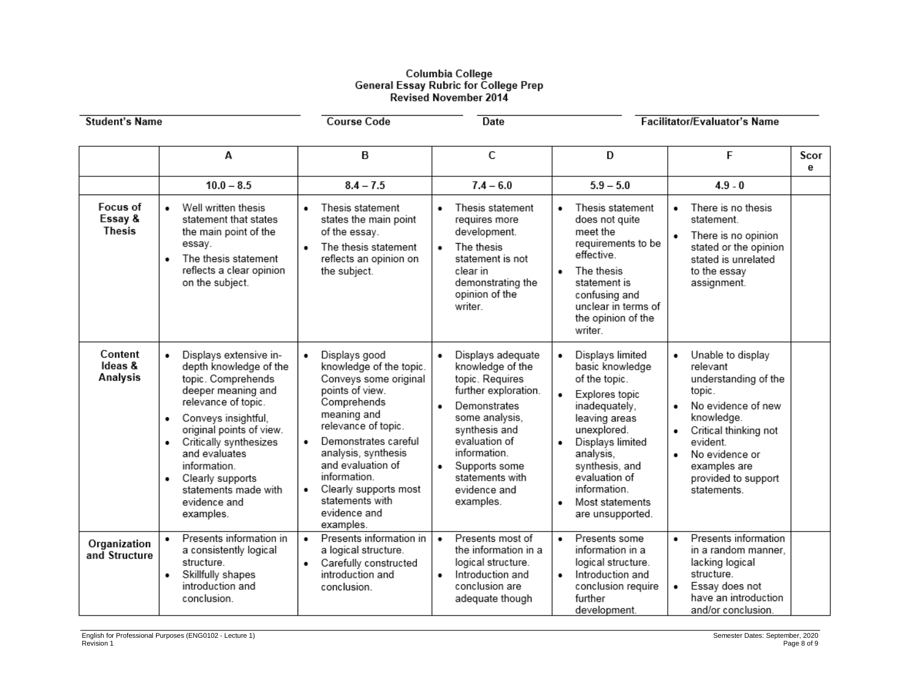**Columbia College**
**General Essay Rubric for College Prep**
**Revised November 2014**

**Student's Name** ____________________ **Course Code** ____________________ **Date** ____________________ **Facilitator/Evaluator's Name** ____________________

| | A | B | C | D | F | Score |
|---|---|---|---|---|---|---|
| | 10.0 – 8.5 | 8.4 – 7.5 | 7.4 – 6.0 | 5.9 – 5.0 | 4.9 - 0 | |
| **Focus of Essay & Thesis** | • Well written thesis statement that states the main point of the essay. <br> • The thesis statement reflects a clear opinion on the subject. | • Thesis statement states the main point of the essay. <br> • The thesis statement reflects an opinion on the subject. | • Thesis statement requires more development. <br> • The thesis statement is not clear in demonstrating the opinion of the writer. | • Thesis statement does not quite meet the requirements to be effective. <br> • The thesis statement is confusing and unclear in terms of the opinion of the writer. | • There is no thesis statement. <br> • There is no opinion stated or the opinion stated is unrelated to the essay assignment. | |
| **Content Ideas & Analysis** | • Displays extensive in-depth knowledge of the topic. Comprehends deeper meaning and relevance of topic. <br> • Conveys insightful, original points of view. <br> • Critically synthesizes and evaluates information. <br> • Clearly supports statements made with evidence and examples. | • Displays good knowledge of the topic. Conveys some original points of view. Comprehends meaning and relevance of topic. <br> • Demonstrates careful analysis, synthesis and evaluation of information. <br> • Clearly supports most statements with evidence and examples. | • Displays adequate knowledge of the topic. Requires further exploration. <br> • Demonstrates some analysis, synthesis and evaluation of information. <br> • Supports some statements with evidence and examples. | • Displays limited basic knowledge of the topic. <br> • Explores topic inadequately, leaving areas unexplored. <br> • Displays limited analysis, synthesis, and evaluation of information. <br> • Most statements are unsupported. | • Unable to display relevant understanding of the topic. <br> • No evidence of new knowledge. <br> • Critical thinking not evident. <br> • No evidence or examples are provided to support statements. | |
| **Organization and Structure** | • Presents information in a consistently logical structure. <br> • Skillfully shapes introduction and conclusion. | • Presents information in a logical structure. <br> • Carefully constructed introduction and conclusion. | • Presents most of the information in a logical structure. <br> • Introduction and conclusion are adequate though | • Presents some information in a logical structure. <br> • Introduction and conclusion require further development. | • Presents information in a random manner, lacking logical structure. <br> • Essay does not have an introduction and/or conclusion. | |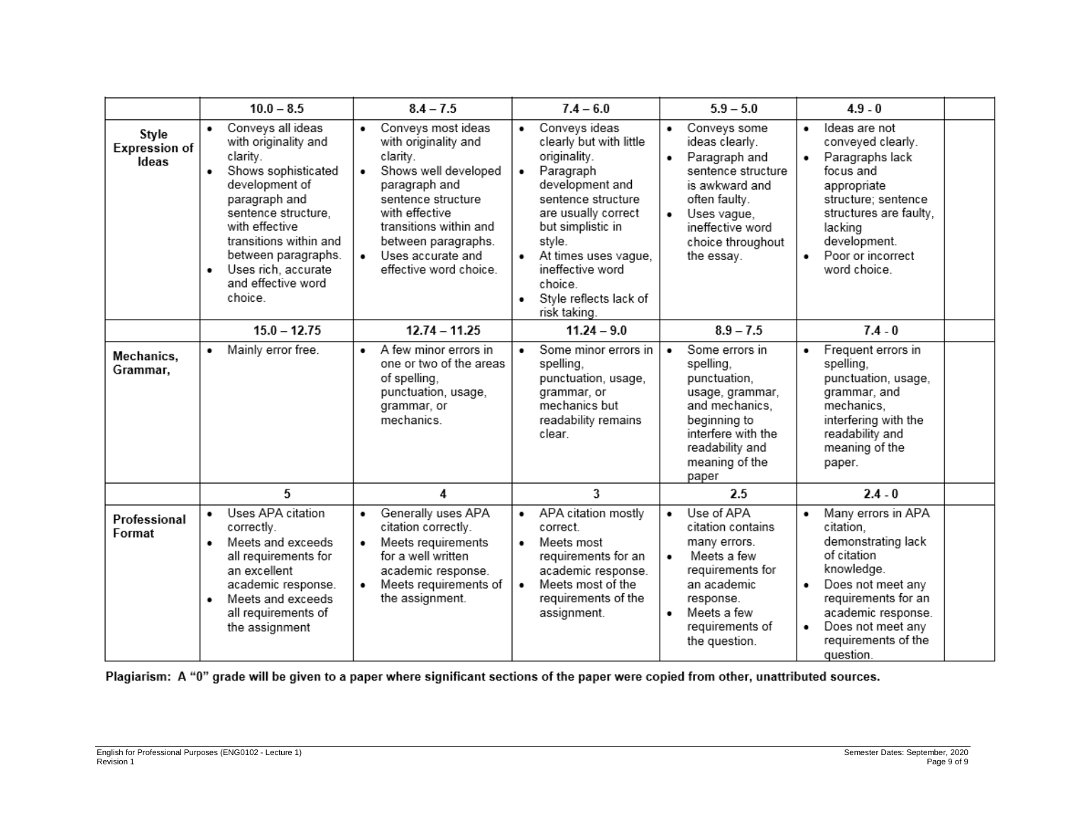| | 10.0 – 8.5 | 8.4 – 7.5 | 7.4 – 6.0 | 5.9 – 5.0 | 4.9 - 0 | |
|---|---|---|---|---|---|---|
| **Style Expression of Ideas** | • Conveys all ideas with originality and clarity.<br>• Shows sophisticated development of paragraph and sentence structure, with effective transitions within and between paragraphs.<br>• Uses rich, accurate and effective word choice. | • Conveys most ideas with originality and clarity.<br>• Shows well developed paragraph and sentence structure with effective transitions within and between paragraphs.<br>• Uses accurate and effective word choice. | • Conveys ideas clearly but with little originality.<br>• Paragraph development and sentence structure are usually correct but simplistic in style.<br>• At times uses vague, ineffective word choice.<br>• Style reflects lack of risk taking. | • Conveys some ideas clearly.<br>• Paragraph and sentence structure is awkward and often faulty.<br>• Uses vague, ineffective word choice throughout the essay. | • Ideas are not conveyed clearly.<br>• Paragraphs lack focus and appropriate structure; sentence structures are faulty, lacking development.<br>• Poor or incorrect word choice. | |
| | **15.0 – 12.75** | **12.74 – 11.25** | **11.24 – 9.0** | **8.9 – 7.5** | **7.4 - 0** | |
| **Mechanics, Grammar,** | • Mainly error free. | • A few minor errors in one or two of the areas of spelling, punctuation, usage, grammar, or mechanics. | • Some minor errors in spelling, punctuation, usage, grammar, or mechanics but readability remains clear. | • Some errors in spelling, punctuation, usage, grammar, and mechanics, beginning to interfere with the readability and meaning of the paper | • Frequent errors in spelling, punctuation, usage, grammar, and mechanics, interfering with the readability and meaning of the paper. | |
| | **5** | **4** | **3** | **2.5** | **2.4 - 0** | |
| **Professional Format** | • Uses APA citation correctly.<br>• Meets and exceeds all requirements for an excellent academic response.<br>• Meets and exceeds all requirements of the assignment | • Generally uses APA citation correctly.<br>• Meets requirements for a well written academic response.<br>• Meets requirements of the assignment. | • APA citation mostly correct.<br>• Meets most requirements for an academic response.<br>• Meets most of the requirements of the assignment. | • Use of APA citation contains many errors.<br>• Meets a few requirements for an academic response.<br>• Meets a few requirements of the question. | • Many errors in APA citation, demonstrating lack of citation knowledge.<br>• Does not meet any requirements for an academic response.<br>• Does not meet any requirements of the question. | |

**Plagiarism: A "0" grade will be given to a paper where significant sections of the paper were copied from other, unattributed sources.**